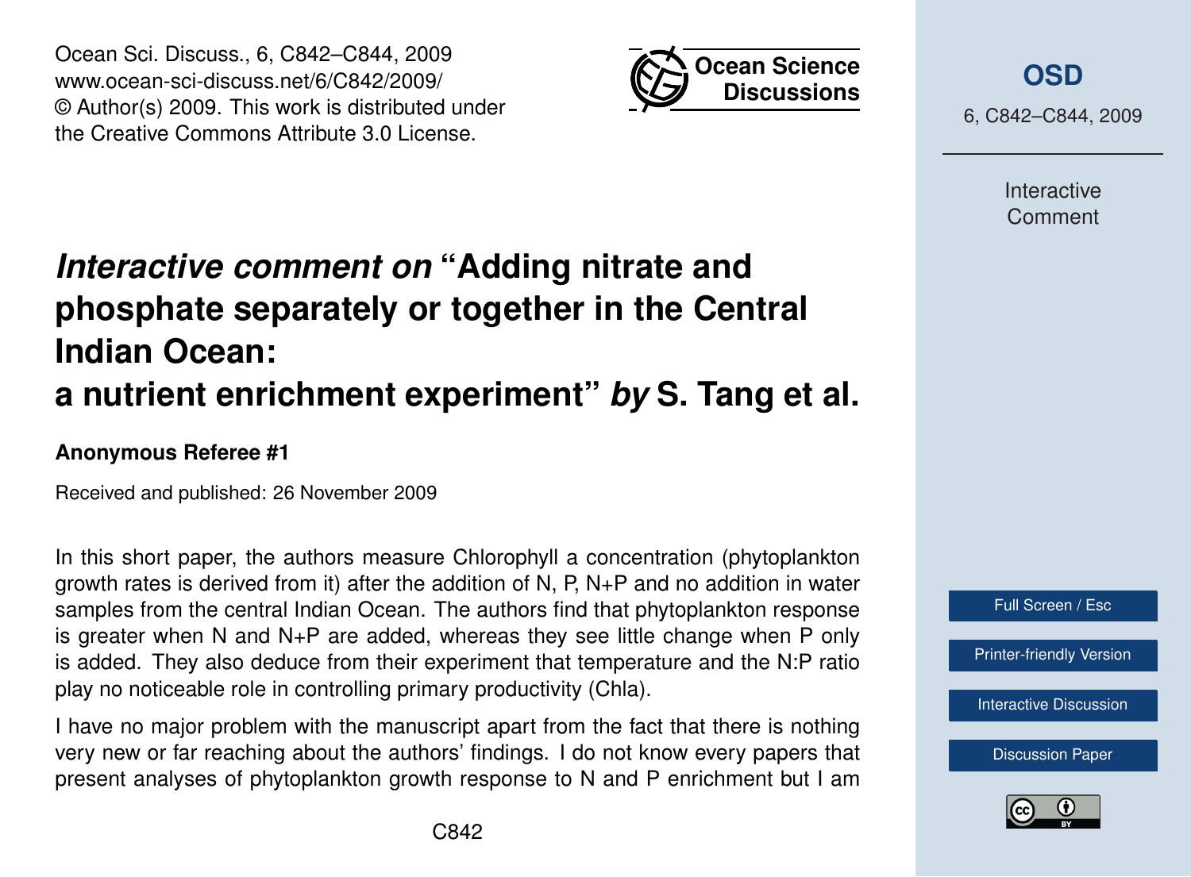# *Interactive comment on* "Adding nitrate and phosphate separately or together in the Central Indian Ocean: a nutrient enrichment experiment" *by* S. Tang et al.

**Anonymous Referee #1**

Received and published: 26 November 2009

In this short paper, the authors measure Chlorophyll a concentration (phytoplankton growth rates is derived from it) after the addition of N, P, N+P and no addition in water samples from the central Indian Ocean. The authors find that phytoplankton response is greater when N and N+P are added, whereas they see little change when P only is added. They also deduce from their experiment that temperature and the N:P ratio play no noticeable role in controlling primary productivity (Chla).

I have no major problem with the manuscript apart from the fact that there is nothing very new or far reaching about the authors' findings. I do not know every papers that present analyses of phytoplankton growth response to N and P enrichment but I am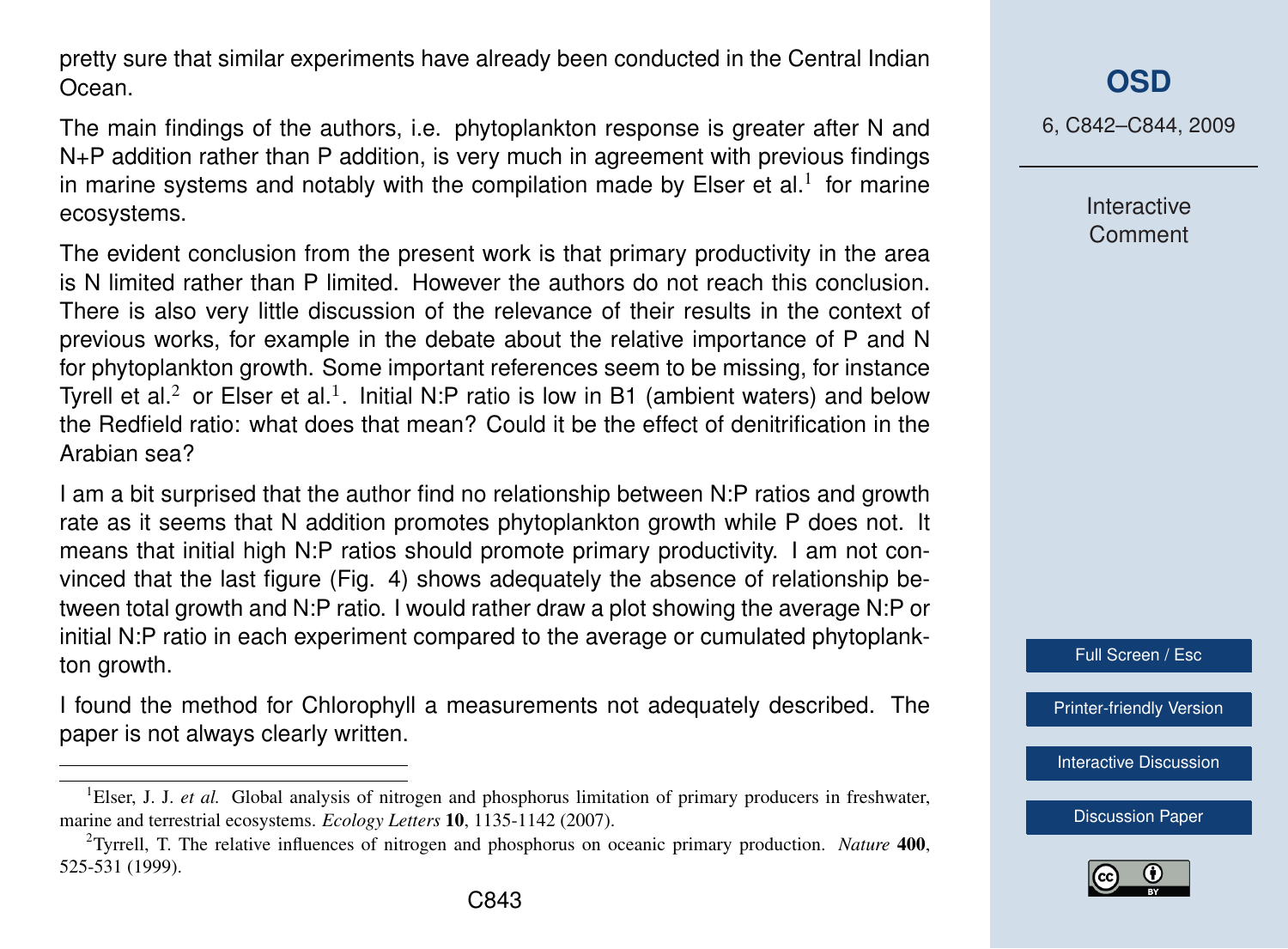pretty sure that similar experiments have already been conducted in the Central Indian Ocean.

The main findings of the authors, i.e. phytoplankton response is greater after N and N+P addition rather than P addition, is very much in agreement with previous findings in marine systems and notably with the compilation made by Elser et al.[1] for marine ecosystems.

The evident conclusion from the present work is that primary productivity in the area is N limited rather than P limited. However the authors do not reach this conclusion. There is also very little discussion of the relevance of their results in the context of previous works, for example in the debate about the relative importance of P and N for phytoplankton growth. Some important references seem to be missing, for instance Tyrell et al.[2] or Elser et al.[1]. Initial N:P ratio is low in B1 (ambient waters) and below the Redfield ratio: what does that mean? Could it be the effect of denitrification in the Arabian sea?

I am a bit surprised that the author find no relationship between N:P ratios and growth rate as it seems that N addition promotes phytoplankton growth while P does not. It means that initial high N:P ratios should promote primary productivity. I am not convinced that the last figure (Fig. 4) shows adequately the absence of relationship between total growth and N:P ratio. I would rather draw a plot showing the average N:P or initial N:P ratio in each experiment compared to the average or cumulated phytoplankton growth.

I found the method for Chlorophyll a measurements not adequately described. The paper is not always clearly written.

---

[1] Elser, J. J. *et al.* Global analysis of nitrogen and phosphorus limitation of primary producers in freshwater, marine and terrestrial ecosystems. *Ecology Letters* **10**, 1135-1142 (2007).

[2] Tyrrell, T. The relative influences of nitrogen and phosphorus on oceanic primary production. *Nature* **400**, 525-531 (1999).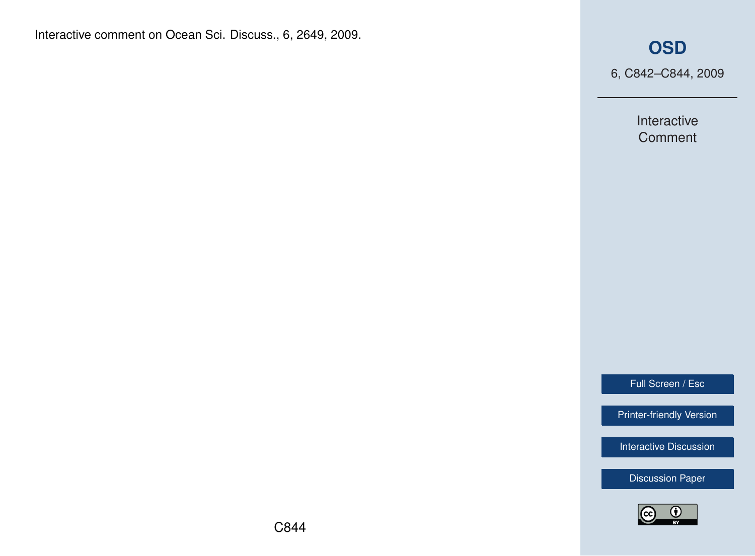Interactive comment on Ocean Sci. Discuss., 6, 2649, 2009.